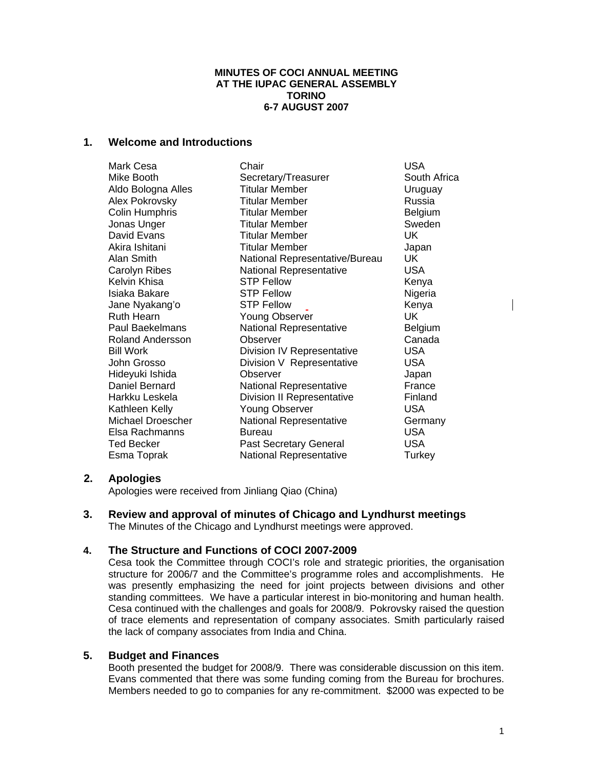**MINUTES OF COCI ANNUAL MEETING**
**AT THE IUPAC GENERAL ASSEMBLY**
**TORINO**
**6-7 AUGUST 2007**

## 1. Welcome and Introductions

| | | |
|---|---|---|
| Mark Cesa | Chair | USA |
| Mike Booth | Secretary/Treasurer | South Africa |
| Aldo Bologna Alles | Titular Member | Uruguay |
| Alex Pokrovsky | Titular Member | Russia |
| Colin Humphris | Titular Member | Belgium |
| Jonas Unger | Titular Member | Sweden |
| David Evans | Titular Member | UK |
| Akira Ishitani | Titular Member | Japan |
| Alan Smith | National Representative/Bureau | UK |
| Carolyn Ribes | National Representative | USA |
| Kelvin Khisa | STP Fellow | Kenya |
| Isiaka Bakare | STP Fellow | Nigeria |
| Jane Nyakang'o | STP Fellow | Kenya |
| Ruth Hearn | Young Observer | UK |
| Paul Baekelmans | National Representative | Belgium |
| Roland Andersson | Observer | Canada |
| Bill Work | Division IV Representative | USA |
| John Grosso | Division V Representative | USA |
| Hideyuki Ishida | Observer | Japan |
| Daniel Bernard | National Representative | France |
| Harkku Leskela | Division II Representative | Finland |
| Kathleen Kelly | Young Observer | USA |
| Michael Droescher | National Representative | Germany |
| Elsa Rachmanns | Bureau | USA |
| Ted Becker | Past Secretary General | USA |
| Esma Toprak | National Representative | Turkey |

## 2. Apologies

Apologies were received from Jinliang Qiao (China)

## 3. Review and approval of minutes of Chicago and Lyndhurst meetings

The Minutes of the Chicago and Lyndhurst meetings were approved.

## 4. The Structure and Functions of COCI 2007-2009

Cesa took the Committee through COCI's role and strategic priorities, the organisation structure for 2006/7 and the Committee's programme roles and accomplishments. He was presently emphasizing the need for joint projects between divisions and other standing committees. We have a particular interest in bio-monitoring and human health. Cesa continued with the challenges and goals for 2008/9. Pokrovsky raised the question of trace elements and representation of company associates. Smith particularly raised the lack of company associates from India and China.

## 5. Budget and Finances

Booth presented the budget for 2008/9. There was considerable discussion on this item. Evans commented that there was some funding coming from the Bureau for brochures. Members needed to go to companies for any re-commitment. $2000 was expected to be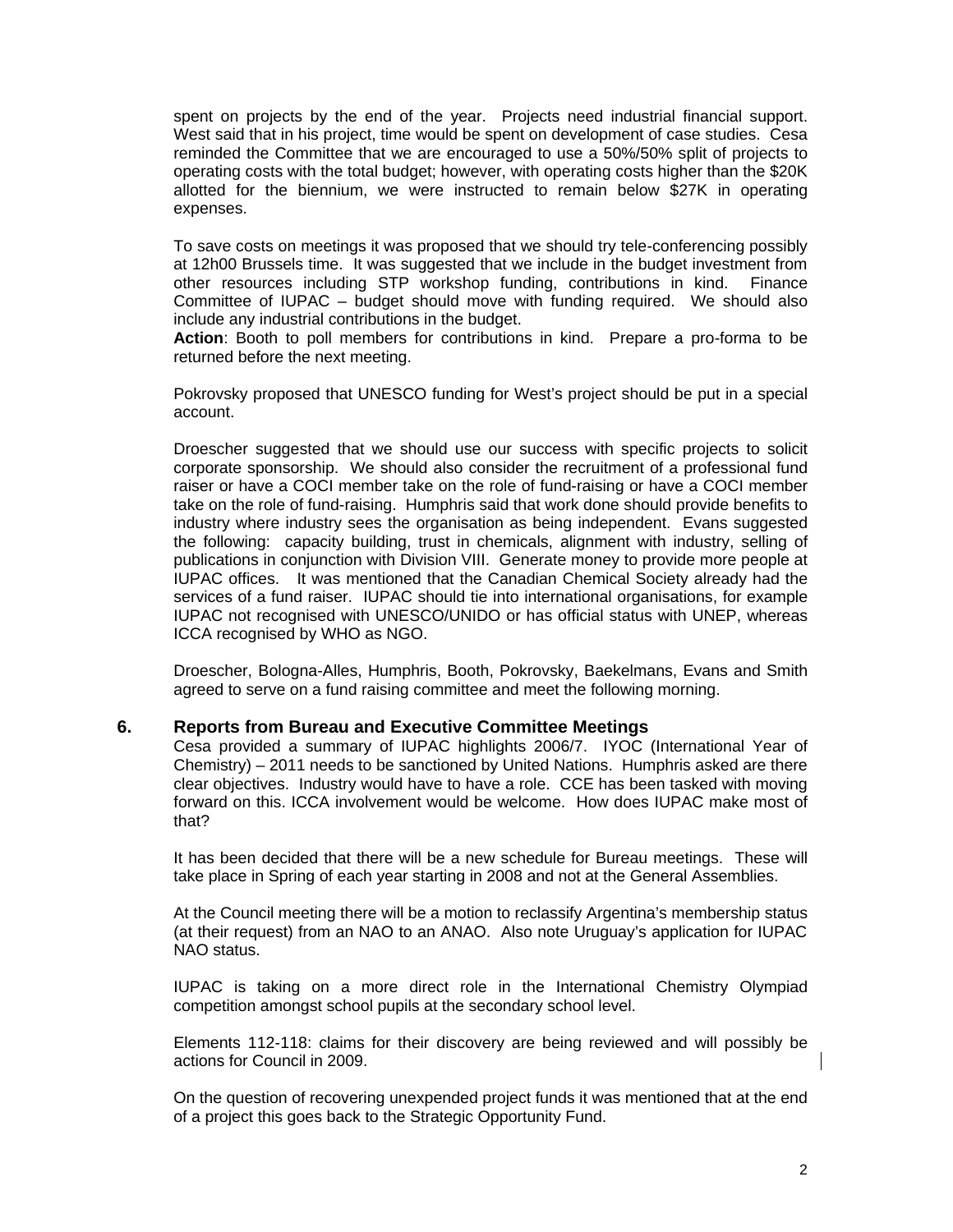spent on projects by the end of the year. Projects need industrial financial support. West said that in his project, time would be spent on development of case studies. Cesa reminded the Committee that we are encouraged to use a 50%/50% split of projects to operating costs with the total budget; however, with operating costs higher than the $20K allotted for the biennium, we were instructed to remain below $27K in operating expenses.

To save costs on meetings it was proposed that we should try tele-conferencing possibly at 12h00 Brussels time. It was suggested that we include in the budget investment from other resources including STP workshop funding, contributions in kind. Finance Committee of IUPAC – budget should move with funding required. We should also include any industrial contributions in the budget.

**Action**: Booth to poll members for contributions in kind. Prepare a pro-forma to be returned before the next meeting.

Pokrovsky proposed that UNESCO funding for West's project should be put in a special account.

Droescher suggested that we should use our success with specific projects to solicit corporate sponsorship. We should also consider the recruitment of a professional fund raiser or have a COCI member take on the role of fund-raising or have a COCI member take on the role of fund-raising. Humphris said that work done should provide benefits to industry where industry sees the organisation as being independent. Evans suggested the following: capacity building, trust in chemicals, alignment with industry, selling of publications in conjunction with Division VIII. Generate money to provide more people at IUPAC offices. It was mentioned that the Canadian Chemical Society already had the services of a fund raiser. IUPAC should tie into international organisations, for example IUPAC not recognised with UNESCO/UNIDO or has official status with UNEP, whereas ICCA recognised by WHO as NGO.

Droescher, Bologna-Alles, Humphris, Booth, Pokrovsky, Baekelmans, Evans and Smith agreed to serve on a fund raising committee and meet the following morning.

## 6. Reports from Bureau and Executive Committee Meetings

Cesa provided a summary of IUPAC highlights 2006/7. IYOC (International Year of Chemistry) – 2011 needs to be sanctioned by United Nations. Humphris asked are there clear objectives. Industry would have to have a role. CCE has been tasked with moving forward on this. ICCA involvement would be welcome. How does IUPAC make most of that?

It has been decided that there will be a new schedule for Bureau meetings. These will take place in Spring of each year starting in 2008 and not at the General Assemblies.

At the Council meeting there will be a motion to reclassify Argentina's membership status (at their request) from an NAO to an ANAO. Also note Uruguay's application for IUPAC NAO status.

IUPAC is taking on a more direct role in the International Chemistry Olympiad competition amongst school pupils at the secondary school level.

Elements 112-118: claims for their discovery are being reviewed and will possibly be actions for Council in 2009.

On the question of recovering unexpended project funds it was mentioned that at the end of a project this goes back to the Strategic Opportunity Fund.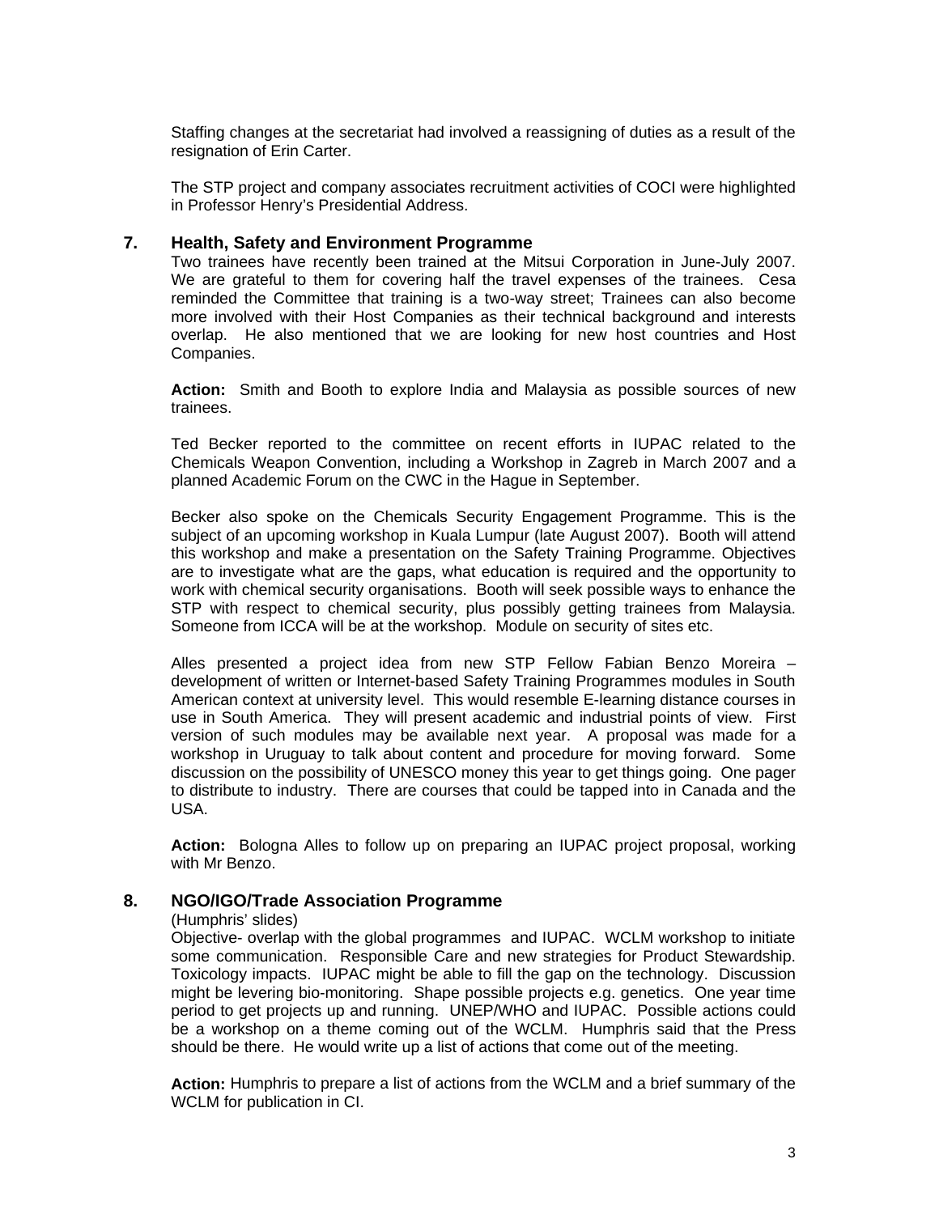Staffing changes at the secretariat had involved a reassigning of duties as a result of the resignation of Erin Carter.

The STP project and company associates recruitment activities of COCI were highlighted in Professor Henry's Presidential Address.

## 7. Health, Safety and Environment Programme

Two trainees have recently been trained at the Mitsui Corporation in June-July 2007. We are grateful to them for covering half the travel expenses of the trainees. Cesa reminded the Committee that training is a two-way street; Trainees can also become more involved with their Host Companies as their technical background and interests overlap. He also mentioned that we are looking for new host countries and Host Companies.

**Action:** Smith and Booth to explore India and Malaysia as possible sources of new trainees.

Ted Becker reported to the committee on recent efforts in IUPAC related to the Chemicals Weapon Convention, including a Workshop in Zagreb in March 2007 and a planned Academic Forum on the CWC in the Hague in September.

Becker also spoke on the Chemicals Security Engagement Programme. This is the subject of an upcoming workshop in Kuala Lumpur (late August 2007). Booth will attend this workshop and make a presentation on the Safety Training Programme. Objectives are to investigate what are the gaps, what education is required and the opportunity to work with chemical security organisations. Booth will seek possible ways to enhance the STP with respect to chemical security, plus possibly getting trainees from Malaysia. Someone from ICCA will be at the workshop. Module on security of sites etc.

Alles presented a project idea from new STP Fellow Fabian Benzo Moreira – development of written or Internet-based Safety Training Programmes modules in South American context at university level. This would resemble E-learning distance courses in use in South America. They will present academic and industrial points of view. First version of such modules may be available next year. A proposal was made for a workshop in Uruguay to talk about content and procedure for moving forward. Some discussion on the possibility of UNESCO money this year to get things going. One pager to distribute to industry. There are courses that could be tapped into in Canada and the USA.

**Action:** Bologna Alles to follow up on preparing an IUPAC project proposal, working with Mr Benzo.

## 8. NGO/IGO/Trade Association Programme

(Humphris' slides)

Objective- overlap with the global programmes and IUPAC. WCLM workshop to initiate some communication. Responsible Care and new strategies for Product Stewardship. Toxicology impacts. IUPAC might be able to fill the gap on the technology. Discussion might be levering bio-monitoring. Shape possible projects e.g. genetics. One year time period to get projects up and running. UNEP/WHO and IUPAC. Possible actions could be a workshop on a theme coming out of the WCLM. Humphris said that the Press should be there. He would write up a list of actions that come out of the meeting.

**Action:** Humphris to prepare a list of actions from the WCLM and a brief summary of the WCLM for publication in CI.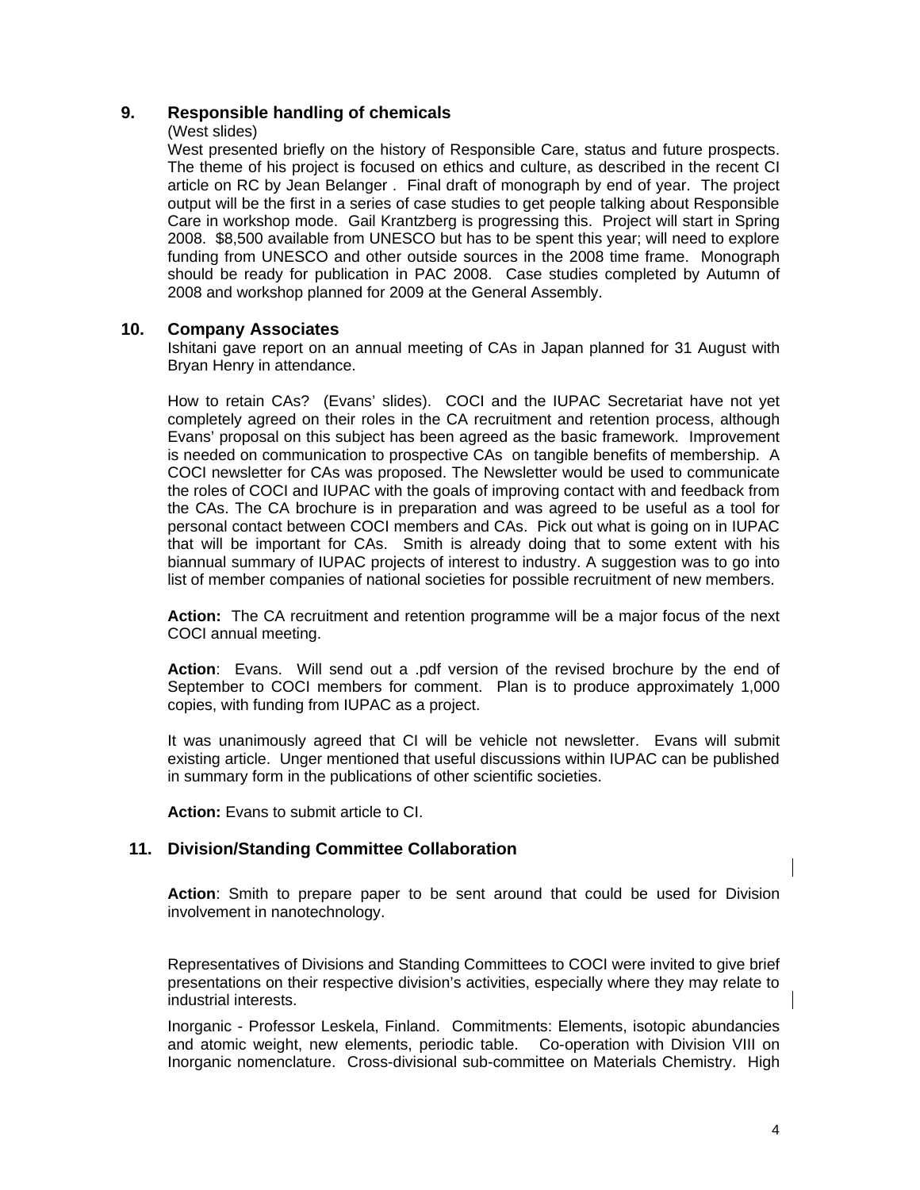## 9. Responsible handling of chemicals

(West slides)

West presented briefly on the history of Responsible Care, status and future prospects. The theme of his project is focused on ethics and culture, as described in the recent CI article on RC by Jean Belanger . Final draft of monograph by end of year. The project output will be the first in a series of case studies to get people talking about Responsible Care in workshop mode. Gail Krantzberg is progressing this. Project will start in Spring 2008. $8,500 available from UNESCO but has to be spent this year; will need to explore funding from UNESCO and other outside sources in the 2008 time frame. Monograph should be ready for publication in PAC 2008. Case studies completed by Autumn of 2008 and workshop planned for 2009 at the General Assembly.

## 10. Company Associates

Ishitani gave report on an annual meeting of CAs in Japan planned for 31 August with Bryan Henry in attendance.

How to retain CAs? (Evans' slides). COCI and the IUPAC Secretariat have not yet completely agreed on their roles in the CA recruitment and retention process, although Evans' proposal on this subject has been agreed as the basic framework. Improvement is needed on communication to prospective CAs on tangible benefits of membership. A COCI newsletter for CAs was proposed. The Newsletter would be used to communicate the roles of COCI and IUPAC with the goals of improving contact with and feedback from the CAs. The CA brochure is in preparation and was agreed to be useful as a tool for personal contact between COCI members and CAs. Pick out what is going on in IUPAC that will be important for CAs. Smith is already doing that to some extent with his biannual summary of IUPAC projects of interest to industry. A suggestion was to go into list of member companies of national societies for possible recruitment of new members.

**Action:** The CA recruitment and retention programme will be a major focus of the next COCI annual meeting.

**Action**: Evans. Will send out a .pdf version of the revised brochure by the end of September to COCI members for comment. Plan is to produce approximately 1,000 copies, with funding from IUPAC as a project.

It was unanimously agreed that CI will be vehicle not newsletter. Evans will submit existing article. Unger mentioned that useful discussions within IUPAC can be published in summary form in the publications of other scientific societies.

**Action:** Evans to submit article to CI.

## 11. Division/Standing Committee Collaboration

**Action**: Smith to prepare paper to be sent around that could be used for Division involvement in nanotechnology.

Representatives of Divisions and Standing Committees to COCI were invited to give brief presentations on their respective division's activities, especially where they may relate to industrial interests.

Inorganic - Professor Leskela, Finland. Commitments: Elements, isotopic abundancies and atomic weight, new elements, periodic table. Co-operation with Division VIII on Inorganic nomenclature. Cross-divisional sub-committee on Materials Chemistry. High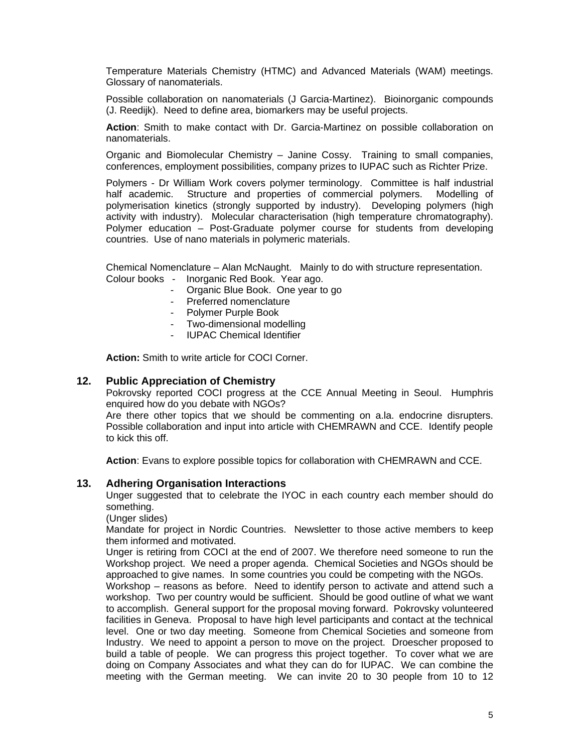Temperature Materials Chemistry (HTMC) and Advanced Materials (WAM) meetings. Glossary of nanomaterials.

Possible collaboration on nanomaterials (J Garcia-Martinez). Bioinorganic compounds (J. Reedijk). Need to define area, biomarkers may be useful projects.

**Action**: Smith to make contact with Dr. Garcia-Martinez on possible collaboration on nanomaterials.

Organic and Biomolecular Chemistry – Janine Cossy. Training to small companies, conferences, employment possibilities, company prizes to IUPAC such as Richter Prize.

Polymers - Dr William Work covers polymer terminology. Committee is half industrial half academic. Structure and properties of commercial polymers. Modelling of polymerisation kinetics (strongly supported by industry). Developing polymers (high activity with industry). Molecular characterisation (high temperature chromatography). Polymer education – Post-Graduate polymer course for students from developing countries. Use of nano materials in polymeric materials.

Chemical Nomenclature – Alan McNaught. Mainly to do with structure representation.

Colour books
- Inorganic Red Book. Year ago.
- Organic Blue Book. One year to go
- Preferred nomenclature
- Polymer Purple Book
- Two-dimensional modelling
- IUPAC Chemical Identifier

**Action:** Smith to write article for COCI Corner.

## 12. Public Appreciation of Chemistry

Pokrovsky reported COCI progress at the CCE Annual Meeting in Seoul. Humphris enquired how do you debate with NGOs?

Are there other topics that we should be commenting on a.la. endocrine disrupters. Possible collaboration and input into article with CHEMRAWN and CCE. Identify people to kick this off.

**Action**: Evans to explore possible topics for collaboration with CHEMRAWN and CCE.

## 13. Adhering Organisation Interactions

Unger suggested that to celebrate the IYOC in each country each member should do something.

(Unger slides)

Mandate for project in Nordic Countries. Newsletter to those active members to keep them informed and motivated.

Unger is retiring from COCI at the end of 2007. We therefore need someone to run the Workshop project. We need a proper agenda. Chemical Societies and NGOs should be approached to give names. In some countries you could be competing with the NGOs.

Workshop – reasons as before. Need to identify person to activate and attend such a workshop. Two per country would be sufficient. Should be good outline of what we want to accomplish. General support for the proposal moving forward. Pokrovsky volunteered facilities in Geneva. Proposal to have high level participants and contact at the technical level. One or two day meeting. Someone from Chemical Societies and someone from Industry. We need to appoint a person to move on the project. Droescher proposed to build a table of people. We can progress this project together. To cover what we are doing on Company Associates and what they can do for IUPAC. We can combine the meeting with the German meeting. We can invite 20 to 30 people from 10 to 12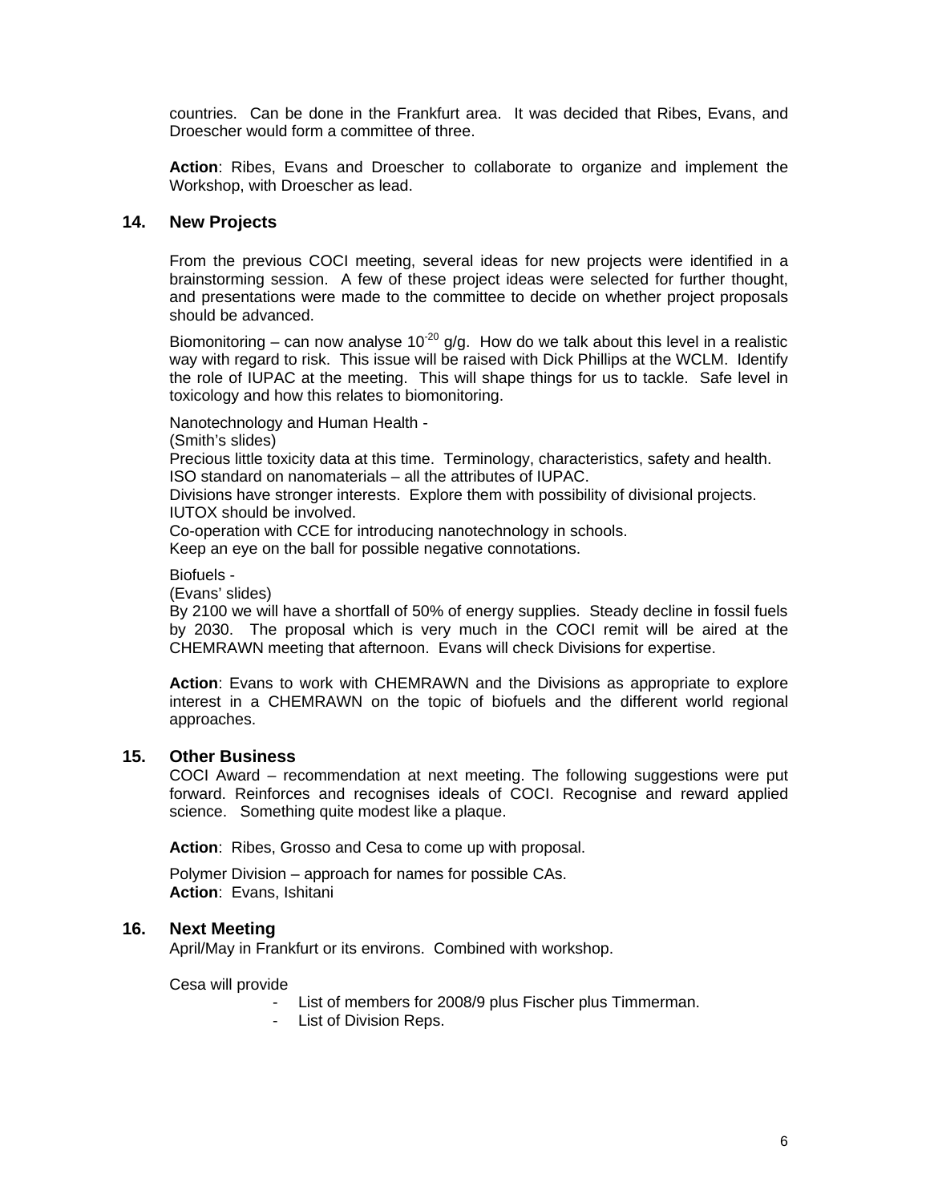countries. Can be done in the Frankfurt area. It was decided that Ribes, Evans, and Droescher would form a committee of three.

**Action**: Ribes, Evans and Droescher to collaborate to organize and implement the Workshop, with Droescher as lead.

## 14. New Projects

From the previous COCI meeting, several ideas for new projects were identified in a brainstorming session. A few of these project ideas were selected for further thought, and presentations were made to the committee to decide on whether project proposals should be advanced.

Biomonitoring – can now analyse $10^{-20}$ g/g. How do we talk about this level in a realistic way with regard to risk. This issue will be raised with Dick Phillips at the WCLM. Identify the role of IUPAC at the meeting. This will shape things for us to tackle. Safe level in toxicology and how this relates to biomonitoring.

Nanotechnology and Human Health -
(Smith's slides)
Precious little toxicity data at this time. Terminology, characteristics, safety and health.
ISO standard on nanomaterials – all the attributes of IUPAC.
Divisions have stronger interests. Explore them with possibility of divisional projects.
IUTOX should be involved.
Co-operation with CCE for introducing nanotechnology in schools.
Keep an eye on the ball for possible negative connotations.

Biofuels -
(Evans' slides)
By 2100 we will have a shortfall of 50% of energy supplies. Steady decline in fossil fuels by 2030. The proposal which is very much in the COCI remit will be aired at the CHEMRAWN meeting that afternoon. Evans will check Divisions for expertise.

**Action**: Evans to work with CHEMRAWN and the Divisions as appropriate to explore interest in a CHEMRAWN on the topic of biofuels and the different world regional approaches.

## 15. Other Business

COCI Award – recommendation at next meeting. The following suggestions were put forward. Reinforces and recognises ideals of COCI. Recognise and reward applied science. Something quite modest like a plaque.

**Action**: Ribes, Grosso and Cesa to come up with proposal.

Polymer Division – approach for names for possible CAs.
**Action**: Evans, Ishitani

## 16. Next Meeting

April/May in Frankfurt or its environs. Combined with workshop.

Cesa will provide

- List of members for 2008/9 plus Fischer plus Timmerman.
- List of Division Reps.